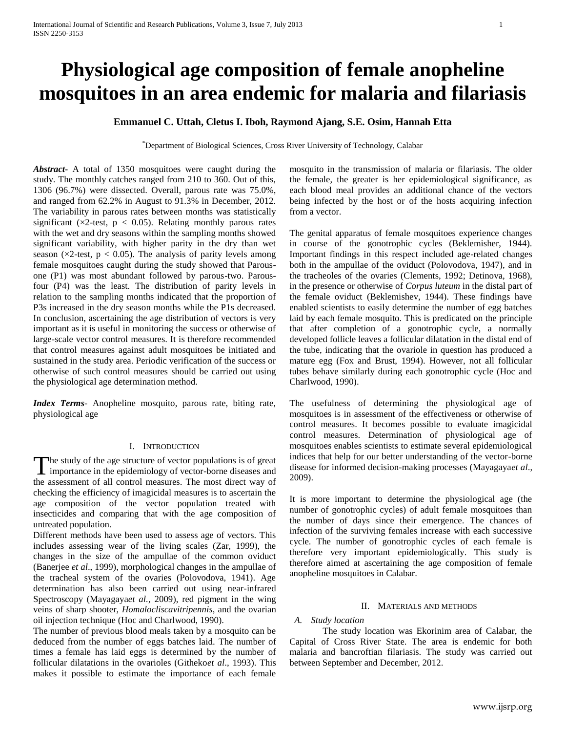# Physiological age composition of female anopheline mosquitoes in an area endemic for malaria and filariasis

**Emmanuel C. Uttah, Cletus I. Iboh, Raymond Ajang, S.E. Osim, Hannah Etta**

[*]Department of Biological Sciences, Cross River University of Technology, Calabar

***Abstract***- A total of 1350 mosquitoes were caught during the study. The monthly catches ranged from 210 to 360. Out of this, 1306 (96.7%) were dissected. Overall, parous rate was 75.0%, and ranged from 62.2% in August to 91.3% in December, 2012. The variability in parous rates between months was statistically significant (×2-test, $p < 0.05$). Relating monthly parous rates with the wet and dry seasons within the sampling months showed significant variability, with higher parity in the dry than wet season (×2-test, $p < 0.05$). The analysis of parity levels among female mosquitoes caught during the study showed that Parous-one (P1) was most abundant followed by parous-two. Parous-four (P4) was the least. The distribution of parity levels in relation to the sampling months indicated that the proportion of P3s increased in the dry season months while the P1s decreased. In conclusion, ascertaining the age distribution of vectors is very important as it is useful in monitoring the success or otherwise of large-scale vector control measures. It is therefore recommended that control measures against adult mosquitoes be initiated and sustained in the study area. Periodic verification of the success or otherwise of such control measures should be carried out using the physiological age determination method.

***Index Terms***- Anopheline mosquito, parous rate, biting rate, physiological age

## I. Introduction

The study of the age structure of vector populations is of great importance in the epidemiology of vector-borne diseases and the assessment of all control measures. The most direct way of checking the efficiency of imagicidal measures is to ascertain the age composition of the vector population treated with insecticides and comparing that with the age composition of untreated population.

Different methods have been used to assess age of vectors. This includes assessing wear of the living scales (Zar, 1999), the changes in the size of the ampullae of the common oviduct (Banerjee *et al*., 1999), morphological changes in the ampullae of the tracheal system of the ovaries (Polovodova, 1941). Age determination has also been carried out using near-infrared Spectroscopy (Mayagaya*et al.*, 2009), red pigment in the wing veins of sharp shooter, *Homalocliscavitripennis*, and the ovarian oil injection technique (Hoc and Charlwood, 1990).

The number of previous blood meals taken by a mosquito can be deduced from the number of eggs batches laid. The number of times a female has laid eggs is determined by the number of follicular dilatations in the ovarioles (Githeko*et al*., 1993). This makes it possible to estimate the importance of each female mosquito in the transmission of malaria or filariasis. The older the female, the greater is her epidemiological significance, as each blood meal provides an additional chance of the vectors being infected by the host or of the hosts acquiring infection from a vector.

The genital apparatus of female mosquitoes experience changes in course of the gonotrophic cycles (Beklemisher, 1944). Important findings in this respect included age-related changes both in the ampullae of the oviduct (Polovodova, 1947), and in the tracheoles of the ovaries (Clements, 1992; Detinova, 1968), in the presence or otherwise of *Corpus luteum* in the distal part of the female oviduct (Beklemishev, 1944). These findings have enabled scientists to easily determine the number of egg batches laid by each female mosquito. This is predicated on the principle that after completion of a gonotrophic cycle, a normally developed follicle leaves a follicular dilatation in the distal end of the tube, indicating that the ovariole in question has produced a mature egg (Fox and Brust, 1994). However, not all follicular tubes behave similarly during each gonotrophic cycle (Hoc and Charlwood, 1990).

The usefulness of determining the physiological age of mosquitoes is in assessment of the effectiveness or otherwise of control measures. It becomes possible to evaluate imagicidal control measures. Determination of physiological age of mosquitoes enables scientists to estimate several epidemiological indices that help for our better understanding of the vector-borne disease for informed decision-making processes (Mayagaya*et al*., 2009).

It is more important to determine the physiological age (the number of gonotrophic cycles) of adult female mosquitoes than the number of days since their emergence. The chances of infection of the surviving females increase with each successive cycle. The number of gonotrophic cycles of each female is therefore very important epidemiologically. This study is therefore aimed at ascertaining the age composition of female anopheline mosquitoes in Calabar.

## II. Materials and Methods

### *A. Study location*

The study location was Ekorinim area of Calabar, the Capital of Cross River State. The area is endemic for both malaria and bancroftian filariasis. The study was carried out between September and December, 2012.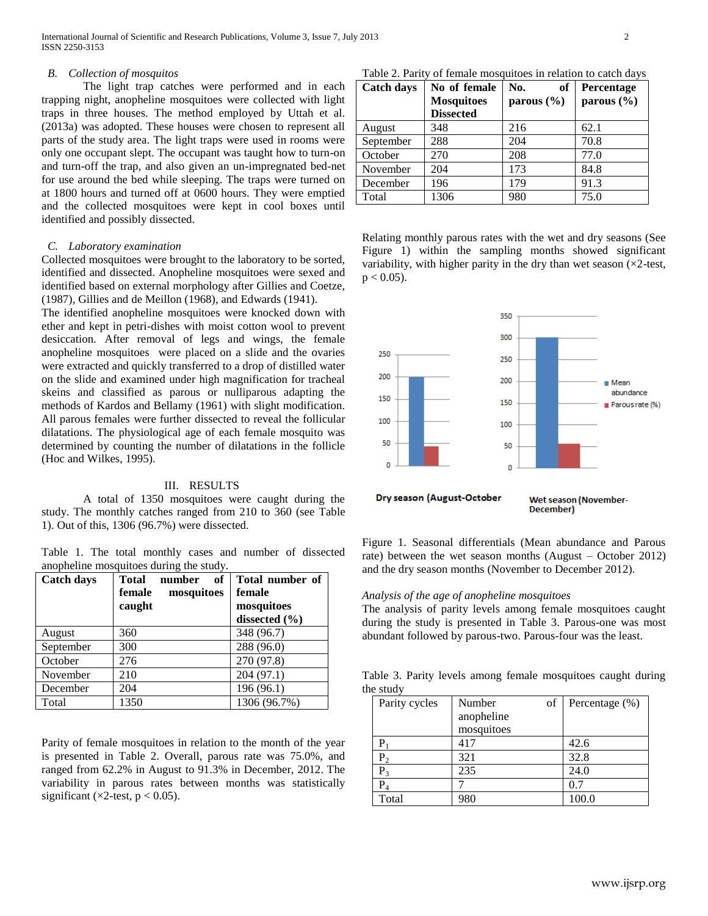*B. Collection of mosquitos*

The light trap catches were performed and in each trapping night, anopheline mosquitoes were collected with light traps in three houses. The method employed by Uttah et al. (2013a) was adopted. These houses were chosen to represent all parts of the study area. The light traps were used in rooms were only one occupant slept. The occupant was taught how to turn-on and turn-off the trap, and also given an un-impregnated bed-net for use around the bed while sleeping. The traps were turned on at 1800 hours and turned off at 0600 hours. They were emptied and the collected mosquitoes were kept in cool boxes until identified and possibly dissected.

*C. Laboratory examination*

Collected mosquitoes were brought to the laboratory to be sorted, identified and dissected. Anopheline mosquitoes were sexed and identified based on external morphology after Gillies and Coetze, (1987), Gillies and de Meillon (1968), and Edwards (1941).

The identified anopheline mosquitoes were knocked down with ether and kept in petri-dishes with moist cotton wool to prevent desiccation. After removal of legs and wings, the female anopheline mosquitoes were placed on a slide and the ovaries were extracted and quickly transferred to a drop of distilled water on the slide and examined under high magnification for tracheal skeins and classified as parous or nulliparous adapting the methods of Kardos and Bellamy (1961) with slight modification. All parous females were further dissected to reveal the follicular dilatations. The physiological age of each female mosquito was determined by counting the number of dilatations in the follicle (Hoc and Wilkes, 1995).

## III. RESULTS

A total of 1350 mosquitoes were caught during the study. The monthly catches ranged from 210 to 360 (see Table 1). Out of this, 1306 (96.7%) were dissected.

Table 1. The total monthly cases and number of dissected anopheline mosquitoes during the study.

| Catch days | Total number of female mosquitoes caught | Total number of female mosquitoes dissected (%) |
|---|---|---|
| August | 360 | 348 (96.7) |
| September | 300 | 288 (96.0) |
| October | 276 | 270 (97.8) |
| November | 210 | 204 (97.1) |
| December | 204 | 196 (96.1) |
| Total | 1350 | 1306 (96.7%) |

Parity of female mosquitoes in relation to the month of the year is presented in Table 2. Overall, parous rate was 75.0%, and ranged from 62.2% in August to 91.3% in December, 2012. The variability in parous rates between months was statistically significant (×2-test, $p < 0.05$).

Table 2. Parity of female mosquitoes in relation to catch days

| Catch days | No of female Mosquitoes Dissected | No. of parous (%) | Percentage parous (%) |
|---|---|---|---|
| August | 348 | 216 | 62.1 |
| September | 288 | 204 | 70.8 |
| October | 270 | 208 | 77.0 |
| November | 204 | 173 | 84.8 |
| December | 196 | 179 | 91.3 |
| Total | 1306 | 980 | 75.0 |

Relating monthly parous rates with the wet and dry seasons (See Figure 1) within the sampling months showed significant variability, with higher parity in the dry than wet season (×2-test, $p < 0.05$).

Figure 1. Seasonal differentials (Mean abundance and Parous rate) between the wet season months (August – October 2012) and the dry season months (November to December 2012).

*Analysis of the age of anopheline mosquitoes*

The analysis of parity levels among female mosquitoes caught during the study is presented in Table 3. Parous-one was most abundant followed by parous-two. Parous-four was the least.

Table 3. Parity levels among female mosquitoes caught during the study

| Parity cycles | Number of anopheline mosquitoes | Percentage (%) |
|---|---|---|
| $P_1$ | 417 | 42.6 |
| $P_2$ | 321 | 32.8 |
| $P_3$ | 235 | 24.0 |
| $P_4$ | 7 | 0.7 |
| Total | 980 | 100.0 |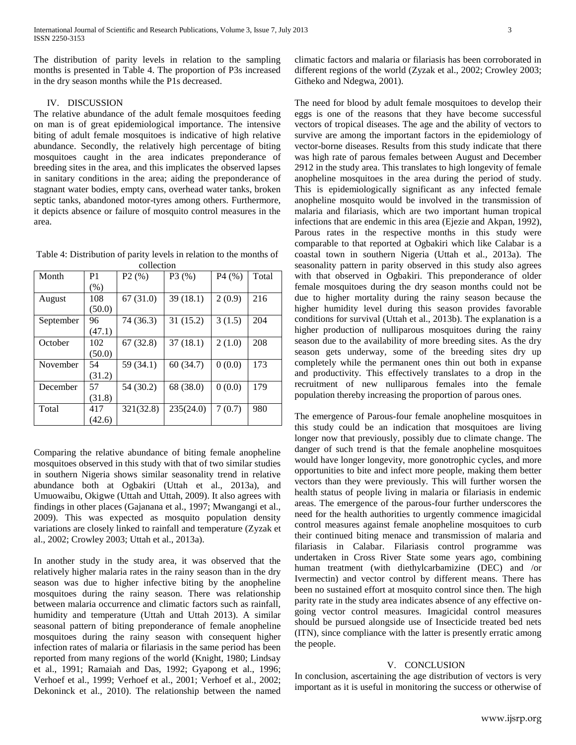The distribution of parity levels in relation to the sampling months is presented in Table 4. The proportion of P3s increased in the dry season months while the P1s decreased.

## IV. DISCUSSION

The relative abundance of the adult female mosquitoes feeding on man is of great epidemiological importance. The intensive biting of adult female mosquitoes is indicative of high relative abundance. Secondly, the relatively high percentage of biting mosquitoes caught in the area indicates preponderance of breeding sites in the area, and this implicates the observed lapses in sanitary conditions in the area; aiding the preponderance of stagnant water bodies, empty cans, overhead water tanks, broken septic tanks, abandoned motor-tyres among others. Furthermore, it depicts absence or failure of mosquito control measures in the area.

Table 4: Distribution of parity levels in relation to the months of collection

| Month | P1 (%) | P2 (%) | P3 (%) | P4 (%) | Total |
|---|---|---|---|---|---|
| August | 108 (50.0) | 67 (31.0) | 39 (18.1) | 2 (0.9) | 216 |
| September | 96 (47.1) | 74 (36.3) | 31 (15.2) | 3 (1.5) | 204 |
| October | 102 (50.0) | 67 (32.8) | 37 (18.1) | 2 (1.0) | 208 |
| November | 54 (31.2) | 59 (34.1) | 60 (34.7) | 0 (0.0) | 173 |
| December | 57 (31.8) | 54 (30.2) | 68 (38.0) | 0 (0.0) | 179 |
| Total | 417 (42.6) | 321(32.8) | 235(24.0) | 7 (0.7) | 980 |

Comparing the relative abundance of biting female anopheline mosquitoes observed in this study with that of two similar studies in southern Nigeria shows similar seasonality trend in relative abundance both at Ogbakiri (Uttah et al., 2013a), and Umuowaibu, Okigwe (Uttah and Uttah, 2009). It also agrees with findings in other places (Gajanana et al., 1997; Mwangangi et al., 2009). This was expected as mosquito population density variations are closely linked to rainfall and temperature (Zyzak et al., 2002; Crowley 2003; Uttah et al., 2013a).

In another study in the study area, it was observed that the relatively higher malaria rates in the rainy season than in the dry season was due to higher infective biting by the anopheline mosquitoes during the rainy season. There was relationship between malaria occurrence and climatic factors such as rainfall, humidity and temperature (Uttah and Uttah 2013). A similar seasonal pattern of biting preponderance of female anopheline mosquitoes during the rainy season with consequent higher infection rates of malaria or filariasis in the same period has been reported from many regions of the world (Knight, 1980; Lindsay et al., 1991; Ramaiah and Das, 1992; Gyapong et al., 1996; Verhoef et al., 1999; Verhoef et al., 2001; Verhoef et al., 2002; Dekoninck et al., 2010). The relationship between the named climatic factors and malaria or filariasis has been corroborated in different regions of the world (Zyzak et al., 2002; Crowley 2003; Githeko and Ndegwa, 2001).

The need for blood by adult female mosquitoes to develop their eggs is one of the reasons that they have become successful vectors of tropical diseases. The age and the ability of vectors to survive are among the important factors in the epidemiology of vector-borne diseases. Results from this study indicate that there was high rate of parous females between August and December 2912 in the study area. This translates to high longevity of female anopheline mosquitoes in the area during the period of study. This is epidemiologically significant as any infected female anopheline mosquito would be involved in the transmission of malaria and filariasis, which are two important human tropical infections that are endemic in this area (Ejezie and Akpan, 1992), Parous rates in the respective months in this study were comparable to that reported at Ogbakiri which like Calabar is a coastal town in southern Nigeria (Uttah et al., 2013a). The seasonality pattern in parity observed in this study also agrees with that observed in Ogbakiri. This preponderance of older female mosquitoes during the dry season months could not be due to higher mortality during the rainy season because the higher humidity level during this season provides favorable conditions for survival (Uttah et al., 2013b). The explanation is a higher production of nulliparous mosquitoes during the rainy season due to the availability of more breeding sites. As the dry season gets underway, some of the breeding sites dry up completely while the permanent ones thin out both in expanse and productivity. This effectively translates to a drop in the recruitment of new nulliparous females into the female population thereby increasing the proportion of parous ones.

The emergence of Parous-four female anopheline mosquitoes in this study could be an indication that mosquitoes are living longer now that previously, possibly due to climate change. The danger of such trend is that the female anopheline mosquitoes would have longer longevity, more gonotrophic cycles, and more opportunities to bite and infect more people, making them better vectors than they were previously. This will further worsen the health status of people living in malaria or filariasis in endemic areas. The emergence of the parous-four further underscores the need for the health authorities to urgently commence imagicidal control measures against female anopheline mosquitoes to curb their continued biting menace and transmission of malaria and filariasis in Calabar. Filariasis control programme was undertaken in Cross River State some years ago, combining human treatment (with diethylcarbamizine (DEC) and /or Ivermectin) and vector control by different means. There has been no sustained effort at mosquito control since then. The high parity rate in the study area indicates absence of any effective on-going vector control measures. Imagicidal control measures should be pursued alongside use of Insecticide treated bed nets (ITN), since compliance with the latter is presently erratic among the people.

## V. CONCLUSION

In conclusion, ascertaining the age distribution of vectors is very important as it is useful in monitoring the success or otherwise of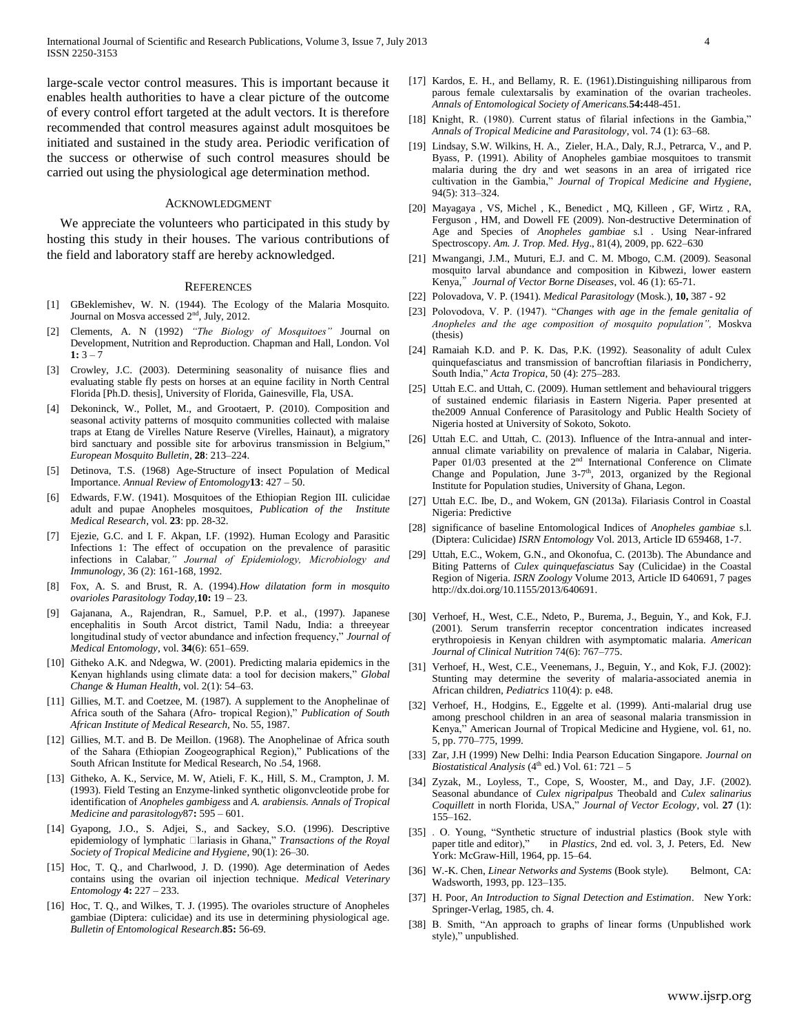large-scale vector control measures. This is important because it enables health authorities to have a clear picture of the outcome of every control effort targeted at the adult vectors. It is therefore recommended that control measures against adult mosquitoes be initiated and sustained in the study area. Periodic verification of the success or otherwise of such control measures should be carried out using the physiological age determination method.

## ACKNOWLEDGMENT

We appreciate the volunteers who participated in this study by hosting this study in their houses. The various contributions of the field and laboratory staff are hereby acknowledged.

## REFERENCES

[1] GBeklemishev, W. N. (1944). The Ecology of the Malaria Mosquito. Journal on Mosva accessed 2nd, July, 2012.

[2] Clements, A. N (1992) *"The Biology of Mosquitoes"* Journal on Development, Nutrition and Reproduction. Chapman and Hall, London. Vol **1:** 3 – 7

[3] Crowley, J.C. (2003). Determining seasonality of nuisance flies and evaluating stable fly pests on horses at an equine facility in North Central Florida [Ph.D. thesis], University of Florida, Gainesville, Fla, USA.

[4] Dekoninck, W., Pollet, M., and Grootaert, P. (2010). Composition and seasonal activity patterns of mosquito communities collected with malaise traps at Etang de Virelles Nature Reserve (Virelles, Hainaut), a migratory bird sanctuary and possible site for arbovirus transmission in Belgium," *European Mosquito Bulletin*, **28**: 213–224.

[5] Detinova, T.S. (1968) Age-Structure of insect Population of Medical Importance. *Annual Review of Entomology***13**: 427 – 50.

[6] Edwards, F.W. (1941). Mosquitoes of the Ethiopian Region III. culicidae adult and pupae Anopheles mosquitoes, *Publication of the Institute Medical Research*, vol. **23**: pp. 28-32.

[7] Ejezie, G.C. and I. F. Akpan, I.F. (1992). Human Ecology and Parasitic Infections 1: The effect of occupation on the prevalence of parasitic infections in Calabar*," Journal of Epidemiology, Microbiology and Immunology*, 36 (2): 161-168, 1992.

[8] Fox, A. S. and Brust, R. A. (1994).*How dilatation form in mosquito ovarioles Parasitology Today*,**10:** 19 – 23.

[9] Gajanana, A., Rajendran, R., Samuel, P.P. et al., (1997). Japanese encephalitis in South Arcot district, Tamil Nadu, India: a threeyear longitudinal study of vector abundance and infection frequency," *Journal of Medical Entomology*, vol. **34**(6): 651–659.

[10] Githeko A.K. and Ndegwa, W. (2001). Predicting malaria epidemics in the Kenyan highlands using climate data: a tool for decision makers," *Global Change & Human Health*, vol. 2(1): 54–63.

[11] Gillies, M.T. and Coetzee, M. (1987). A supplement to the Anophelinae of Africa south of the Sahara (Afro- tropical Region)," *Publication of South African Institute of Medical Research*, No. 55, 1987.

[12] Gillies, M.T. and B. De Meillon. (1968). The Anophelinae of Africa south of the Sahara (Ethiopian Zoogeographical Region)," Publications of the South African Institute for Medical Research, No .54, 1968.

[13] Githeko, A. K., Service, M. W, Atieli, F. K., Hill, S. M., Crampton, J. M. (1993). Field Testing an Enzyme-linked synthetic oligonvcleotide probe for identification of *Anopheles gambigess* and *A. arabiensis. Annals of Tropical Medicine and parasitology*87**:** 595 – 601.

[14] Gyapong, J.O., S. Adjei, S., and Sackey, S.O. (1996). Descriptive epidemiology of lymphatic lariasis in Ghana," *Transactions of the Royal Society of Tropical Medicine and Hygiene*, 90(1): 26–30.

[15] Hoc, T. Q., and Charlwood, J. D. (1990). Age determination of Aedes contains using the ovarian oil injection technique. *Medical Veterinary Entomology* **4:** 227 – 233.

[16] Hoc, T. Q., and Wilkes, T. J. (1995). The ovarioles structure of Anopheles gambiae (Diptera: culicidae) and its use in determining physiological age. *Bulletin of Entomological Research*.**85:** 56-69.

[17] Kardos, E. H., and Bellamy, R. E. (1961).Distinguishing nilliparous from parous female culextarsalis by examination of the ovarian tracheoles. *Annals of Entomological Society of Americans.***54:**448-451.

[18] Knight, R. (1980). Current status of filarial infections in the Gambia," *Annals of Tropical Medicine and Parasitology*, vol. 74 (1): 63–68.

[19] Lindsay, S.W. Wilkins, H. A., Zieler, H.A., Daly, R.J., Petrarca, V., and P. Byass, P. (1991). Ability of Anopheles gambiae mosquitoes to transmit malaria during the dry and wet seasons in an area of irrigated rice cultivation in the Gambia," *Journal of Tropical Medicine and Hygiene*, 94(5): 313–324.

[20] Mayagaya , VS, Michel , K., Benedict , MQ, Killeen , GF, Wirtz , RA, Ferguson , HM, and Dowell FE (2009). Non-destructive Determination of Age and Species of *Anopheles gambiae* s.l . Using Near-infrared Spectroscopy. *Am. J. Trop. Med. Hyg*., 81(4), 2009, pp. 622–630

[21] Mwangangi, J.M., Muturi, E.J. and C. M. Mbogo, C.M. (2009). Seasonal mosquito larval abundance and composition in Kibwezi, lower eastern Kenya," *Journal of Vector Borne Diseases*, vol. 46 (1): 65-71.

[22] Polovadova, V. P. (1941). *Medical Parasitology* (Mosk.), **10,** 387 - 92

[23] Polovodova, V. P. (1947). "*Changes with age in the female genitalia of Anopheles and the age composition of mosquito population",* Moskva (thesis)

[24] Ramaiah K.D. and P. K. Das, P.K. (1992). Seasonality of adult Culex quinquefasciatus and transmission of bancroftian filariasis in Pondicherry, South India," *Acta Tropica*, 50 (4): 275–283.

[25] Uttah E.C. and Uttah, C. (2009). Human settlement and behavioural triggers of sustained endemic filariasis in Eastern Nigeria. Paper presented at the2009 Annual Conference of Parasitology and Public Health Society of Nigeria hosted at University of Sokoto, Sokoto.

[26] Uttah E.C. and Uttah, C. (2013). Influence of the Intra-annual and inter-annual climate variability on prevalence of malaria in Calabar, Nigeria. Paper 01/03 presented at the 2nd International Conference on Climate Change and Population, June 3-7th, 2013, organized by the Regional Institute for Population studies, University of Ghana, Legon.

[27] Uttah E.C. Ibe, D., and Wokem, GN (2013a). Filariasis Control in Coastal Nigeria: Predictive

[28] significance of baseline Entomological Indices of *Anopheles gambiae* s.l. (Diptera: Culicidae) *ISRN Entomology* Vol. 2013, Article ID 659468, 1-7.

[29] Uttah, E.C., Wokem, G.N., and Okonofua, C. (2013b). The Abundance and Biting Patterns of *Culex quinquefasciatus* Say (Culicidae) in the Coastal Region of Nigeria. *ISRN Zoology* Volume 2013, Article ID 640691, 7 pages http://dx.doi.org/10.1155/2013/640691.

[30] Verhoef, H., West, C.E., Ndeto, P., Burema, J., Beguin, Y., and Kok, F.J. (2001). Serum transferrin receptor concentration indicates increased erythropoiesis in Kenyan children with asymptomatic malaria. *American Journal of Clinical Nutrition* 74(6): 767–775.

[31] Verhoef, H., West, C.E., Veenemans, J., Beguin, Y., and Kok, F.J. (2002): Stunting may determine the severity of malaria-associated anemia in African children, *Pediatrics* 110(4): p. e48.

[32] Verhoef, H., Hodgins, E., Eggelte et al. (1999). Anti-malarial drug use among preschool children in an area of seasonal malaria transmission in Kenya," American Journal of Tropical Medicine and Hygiene, vol. 61, no. 5, pp. 770–775, 1999.

[33] Zar, J.H (1999) New Delhi: India Pearson Education Singapore. *Journal on Biostatistical Analysis* (4th ed.) Vol. 61: 721 – 5

[34] Zyzak, M., Loyless, T., Cope, S, Wooster, M., and Day, J.F. (2002). Seasonal abundance of *Culex nigripalpus* Theobald and *Culex salinarius Coquillett* in north Florida, USA," *Journal of Vector Ecology*, vol. **27** (1): 155–162.

[35] . O. Young, "Synthetic structure of industrial plastics (Book style with paper title and editor)," in *Plastics*, 2nd ed. vol. 3, J. Peters, Ed. New York: McGraw-Hill, 1964, pp. 15–64.

[36] W.-K. Chen, *Linear Networks and Systems* (Book style). Belmont, CA: Wadsworth, 1993, pp. 123–135.

[37] H. Poor, *An Introduction to Signal Detection and Estimation*. New York: Springer-Verlag, 1985, ch. 4.

[38] B. Smith, "An approach to graphs of linear forms (Unpublished work style)," unpublished.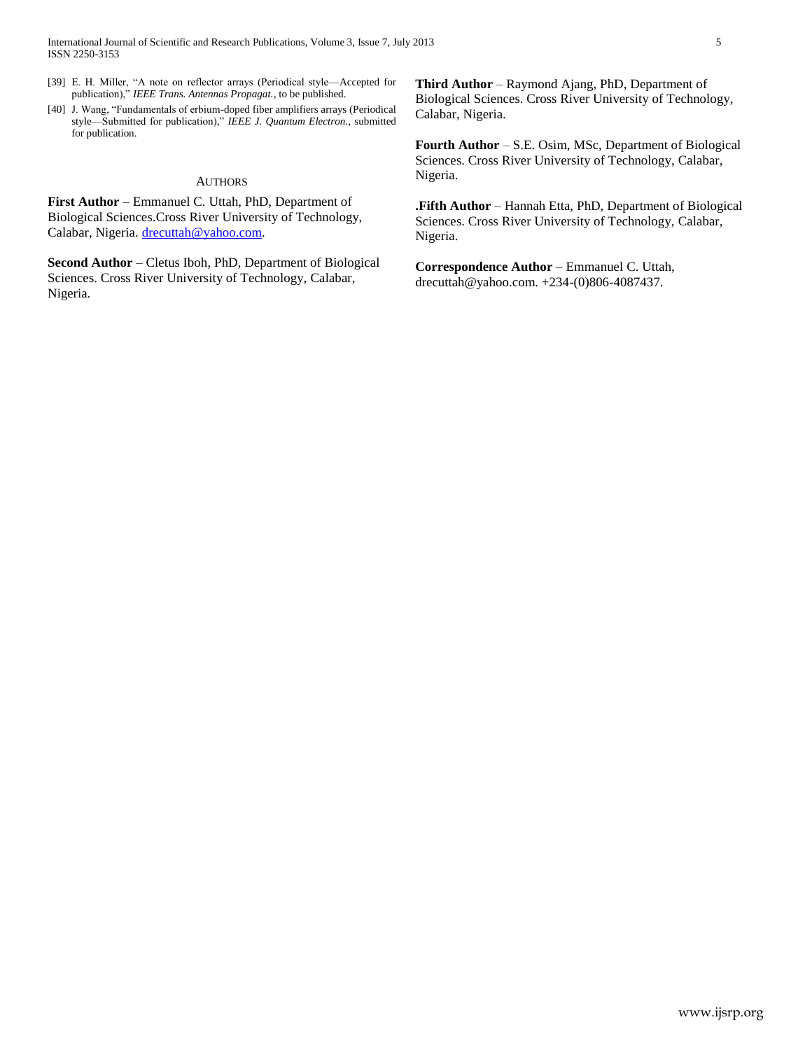[39] E. H. Miller, "A note on reflector arrays (Periodical style—Accepted for publication)," *IEEE Trans. Antennas Propagat.*, to be published.

[40] J. Wang, "Fundamentals of erbium-doped fiber amplifiers arrays (Periodical style—Submitted for publication)," *IEEE J. Quantum Electron.*, submitted for publication.

## AUTHORS

**First Author** – Emmanuel C. Uttah, PhD, Department of Biological Sciences.Cross River University of Technology, Calabar, Nigeria. drecuttah@yahoo.com.

**Second Author** – Cletus Iboh, PhD, Department of Biological Sciences. Cross River University of Technology, Calabar, Nigeria.

**Third Author** – Raymond Ajang, PhD, Department of Biological Sciences. Cross River University of Technology, Calabar, Nigeria.

**Fourth Author** – S.E. Osim, MSc, Department of Biological Sciences. Cross River University of Technology, Calabar, Nigeria.

**.Fifth Author** – Hannah Etta, PhD, Department of Biological Sciences. Cross River University of Technology, Calabar, Nigeria.

**Correspondence Author** – Emmanuel C. Uttah, drecuttah@yahoo.com. +234-(0)806-4087437.